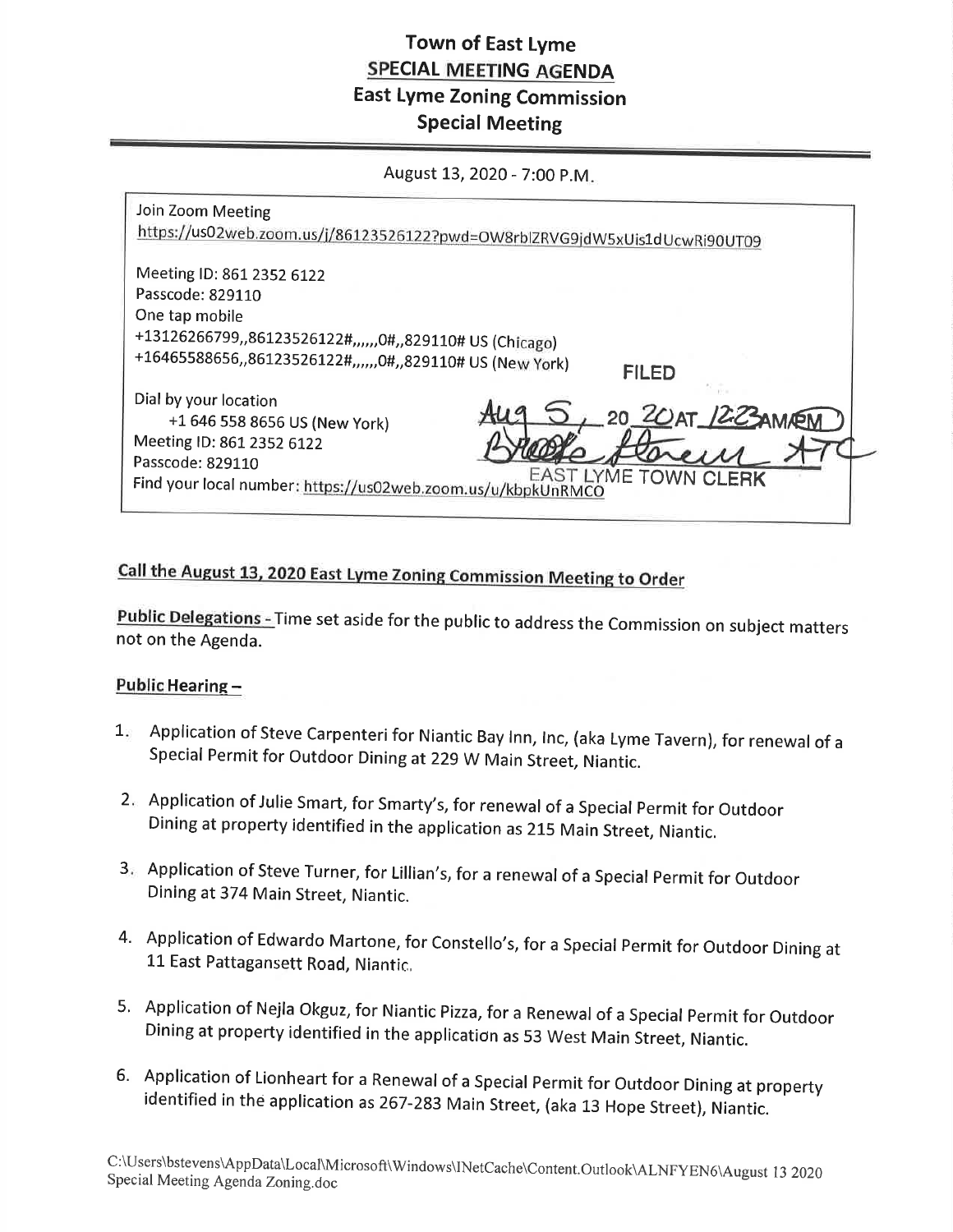# Town of East Lyme
## SPECIAL MEETING AGENDA
## East Lyme Zoning Commission
## Special Meeting

August 13, 2020 - 7:00 P.M.

Join Zoom Meeting
https://us02web.zoom.us/j/86123526122?pwd=OW8rblZRVG9jdW5xUis1dUcwRi90UT09

Meeting ID: 861 2352 6122
Passcode: 829110
One tap mobile
+13126266799,,86123526122#,,,,,,0#,,829110# US (Chicago)
+16465588656,,86123526122#,,,,,,0#,,829110# US (New York)

Dial by your location
+1 646 558 8656 US (New York)
Meeting ID: 861 2352 6122
Passcode: 829110
Find your local number: https://us02web.zoom.us/u/kbpkUnRMCO

FILED
Aug 5, 20 20 AT 12:23 AM/PM
Brooke Stevens ATC
EAST LYME TOWN CLERK

**Call the August 13, 2020 East Lyme Zoning Commission Meeting to Order**

**Public Delegations** - Time set aside for the public to address the Commission on subject matters not on the Agenda.

**Public Hearing –**

1. Application of Steve Carpenteri for Niantic Bay Inn, Inc, (aka Lyme Tavern), for renewal of a Special Permit for Outdoor Dining at 229 W Main Street, Niantic.
2. Application of Julie Smart, for Smarty's, for renewal of a Special Permit for Outdoor Dining at property identified in the application as 215 Main Street, Niantic.
3. Application of Steve Turner, for Lillian's, for a renewal of a Special Permit for Outdoor Dining at 374 Main Street, Niantic.
4. Application of Edwardo Martone, for Constello's, for a Special Permit for Outdoor Dining at 11 East Pattagansett Road, Niantic.
5. Application of Nejla Okguz, for Niantic Pizza, for a Renewal of a Special Permit for Outdoor Dining at property identified in the application as 53 West Main Street, Niantic.
6. Application of Lionheart for a Renewal of a Special Permit for Outdoor Dining at property identified in the application as 267-283 Main Street, (aka 13 Hope Street), Niantic.

C:\Users\bstevens\AppData\Local\Microsoft\Windows\INetCache\Content.Outlook\ALNFYEN6\August 13 2020 Special Meeting Agenda Zoning.doc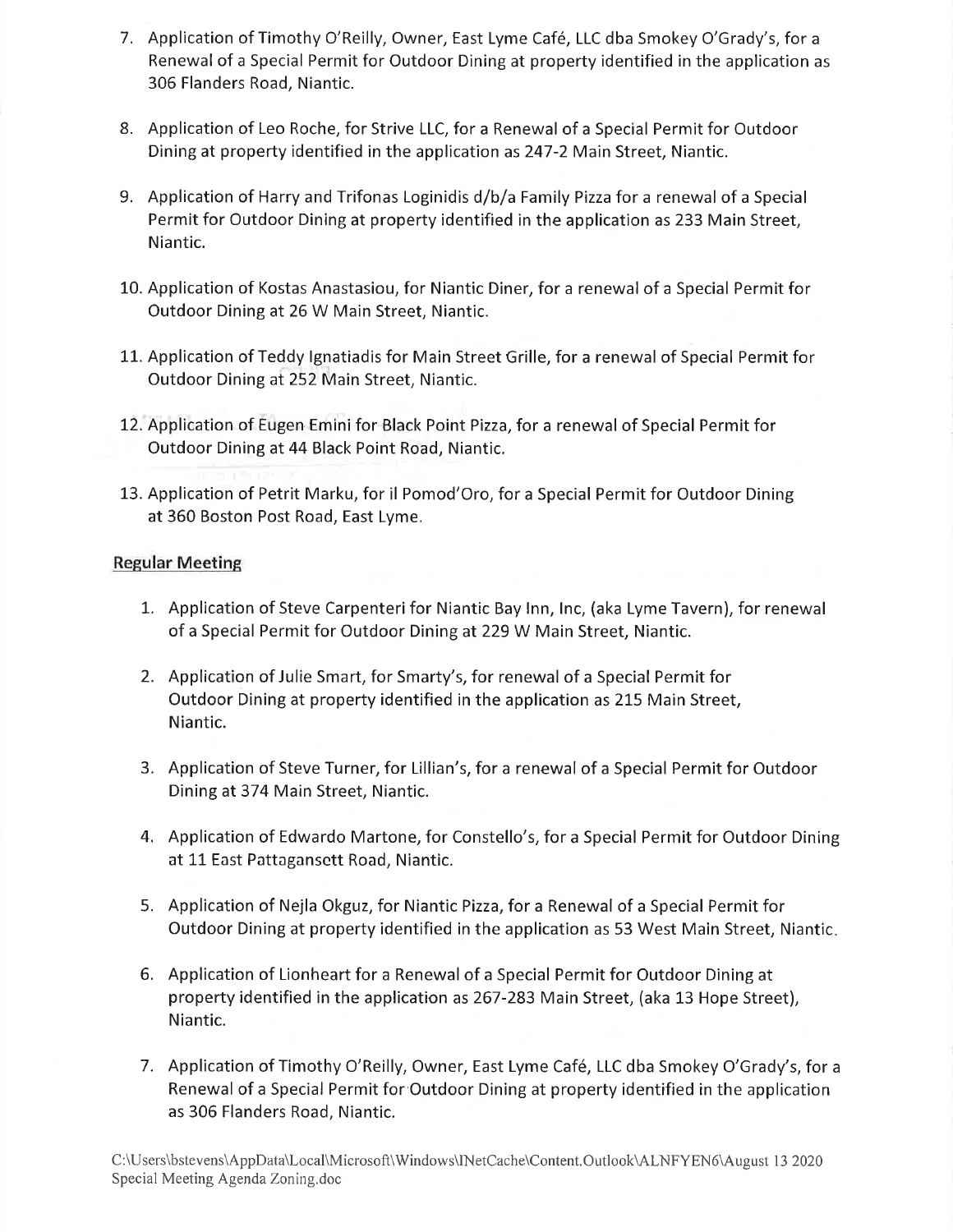7. Application of Timothy O'Reilly, Owner, East Lyme Café, LLC dba Smokey O'Grady's, for a Renewal of a Special Permit for Outdoor Dining at property identified in the application as 306 Flanders Road, Niantic.

8. Application of Leo Roche, for Strive LLC, for a Renewal of a Special Permit for Outdoor Dining at property identified in the application as 247-2 Main Street, Niantic.

9. Application of Harry and Trifonas Loginidis d/b/a Family Pizza for a renewal of a Special Permit for Outdoor Dining at property identified in the application as 233 Main Street, Niantic.

10. Application of Kostas Anastasiou, for Niantic Diner, for a renewal of a Special Permit for Outdoor Dining at 26 W Main Street, Niantic.

11. Application of Teddy Ignatiadis for Main Street Grille, for a renewal of Special Permit for Outdoor Dining at 252 Main Street, Niantic.

12. Application of Eugen Emini for Black Point Pizza, for a renewal of Special Permit for Outdoor Dining at 44 Black Point Road, Niantic.

13. Application of Petrit Marku, for il Pomod'Oro, for a Special Permit for Outdoor Dining at 360 Boston Post Road, East Lyme.

## Regular Meeting

1. Application of Steve Carpenteri for Niantic Bay Inn, Inc, (aka Lyme Tavern), for renewal of a Special Permit for Outdoor Dining at 229 W Main Street, Niantic.

2. Application of Julie Smart, for Smarty's, for renewal of a Special Permit for Outdoor Dining at property identified in the application as 215 Main Street, Niantic.

3. Application of Steve Turner, for Lillian's, for a renewal of a Special Permit for Outdoor Dining at 374 Main Street, Niantic.

4. Application of Edwardo Martone, for Constello's, for a Special Permit for Outdoor Dining at 11 East Pattagansett Road, Niantic.

5. Application of Nejla Okguz, for Niantic Pizza, for a Renewal of a Special Permit for Outdoor Dining at property identified in the application as 53 West Main Street, Niantic.

6. Application of Lionheart for a Renewal of a Special Permit for Outdoor Dining at property identified in the application as 267-283 Main Street, (aka 13 Hope Street), Niantic.

7. Application of Timothy O'Reilly, Owner, East Lyme Café, LLC dba Smokey O'Grady's, for a Renewal of a Special Permit for Outdoor Dining at property identified in the application as 306 Flanders Road, Niantic.

C:\Users\bstevens\AppData\Local\Microsoft\Windows\INetCache\Content.Outlook\ALNFYEN6\August 13 2020 Special Meeting Agenda Zoning.doc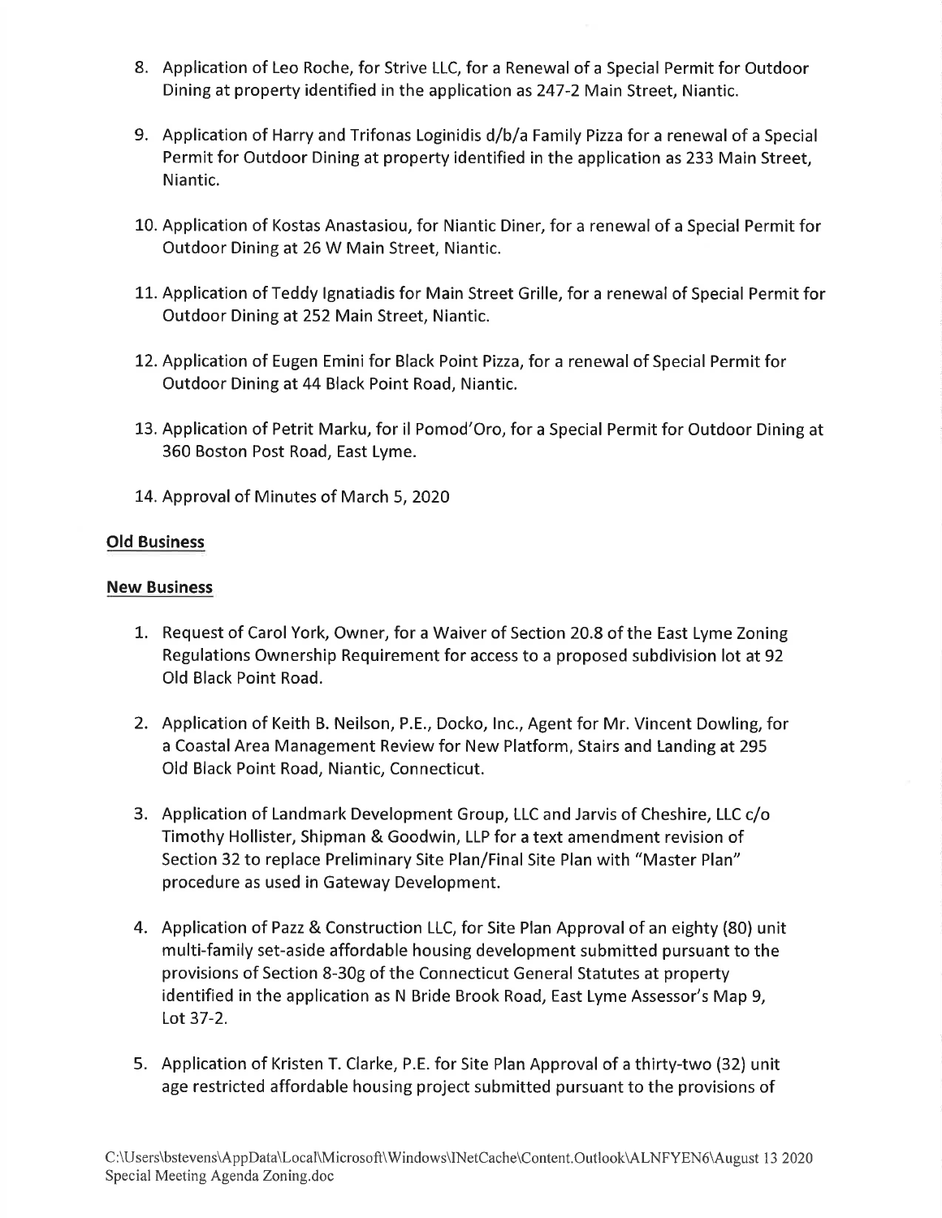8. Application of Leo Roche, for Strive LLC, for a Renewal of a Special Permit for Outdoor Dining at property identified in the application as 247-2 Main Street, Niantic.

9. Application of Harry and Trifonas Loginidis d/b/a Family Pizza for a renewal of a Special Permit for Outdoor Dining at property identified in the application as 233 Main Street, Niantic.

10. Application of Kostas Anastasiou, for Niantic Diner, for a renewal of a Special Permit for Outdoor Dining at 26 W Main Street, Niantic.

11. Application of Teddy Ignatiadis for Main Street Grille, for a renewal of Special Permit for Outdoor Dining at 252 Main Street, Niantic.

12. Application of Eugen Emini for Black Point Pizza, for a renewal of Special Permit for Outdoor Dining at 44 Black Point Road, Niantic.

13. Application of Petrit Marku, for il Pomod'Oro, for a Special Permit for Outdoor Dining at 360 Boston Post Road, East Lyme.

14. Approval of Minutes of March 5, 2020

**Old Business**

**New Business**

1. Request of Carol York, Owner, for a Waiver of Section 20.8 of the East Lyme Zoning Regulations Ownership Requirement for access to a proposed subdivision lot at 92 Old Black Point Road.

2. Application of Keith B. Neilson, P.E., Docko, Inc., Agent for Mr. Vincent Dowling, for a Coastal Area Management Review for New Platform, Stairs and Landing at 295 Old Black Point Road, Niantic, Connecticut.

3. Application of Landmark Development Group, LLC and Jarvis of Cheshire, LLC c/o Timothy Hollister, Shipman & Goodwin, LLP for a text amendment revision of Section 32 to replace Preliminary Site Plan/Final Site Plan with "Master Plan" procedure as used in Gateway Development.

4. Application of Pazz & Construction LLC, for Site Plan Approval of an eighty (80) unit multi-family set-aside affordable housing development submitted pursuant to the provisions of Section 8-30g of the Connecticut General Statutes at property identified in the application as N Bride Brook Road, East Lyme Assessor's Map 9, Lot 37-2.

5. Application of Kristen T. Clarke, P.E. for Site Plan Approval of a thirty-two (32) unit age restricted affordable housing project submitted pursuant to the provisions of

C:\Users\bstevens\AppData\Local\Microsoft\Windows\INetCache\Content.Outlook\ALNFYEN6\August 13 2020 Special Meeting Agenda Zoning.doc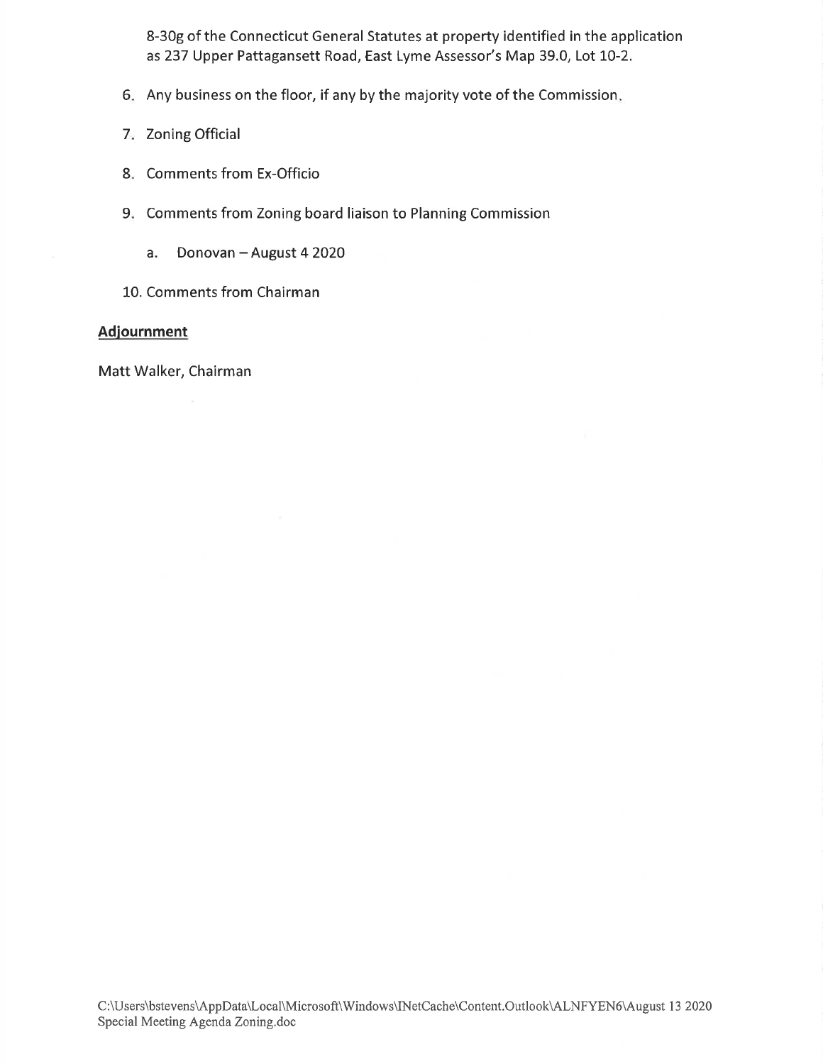8-30g of the Connecticut General Statutes at property identified in the application as 237 Upper Pattagansett Road, East Lyme Assessor's Map 39.0, Lot 10-2.

6. Any business on the floor, if any by the majority vote of the Commission.
7. Zoning Official
8. Comments from Ex-Officio
9. Comments from Zoning board liaison to Planning Commission
   a. Donovan – August 4 2020
10. Comments from Chairman

**Adjournment**

Matt Walker, Chairman

C:\Users\bstevens\AppData\Local\Microsoft\Windows\INetCache\Content.Outlook\ALNFYEN6\August 13 2020 Special Meeting Agenda Zoning.doc